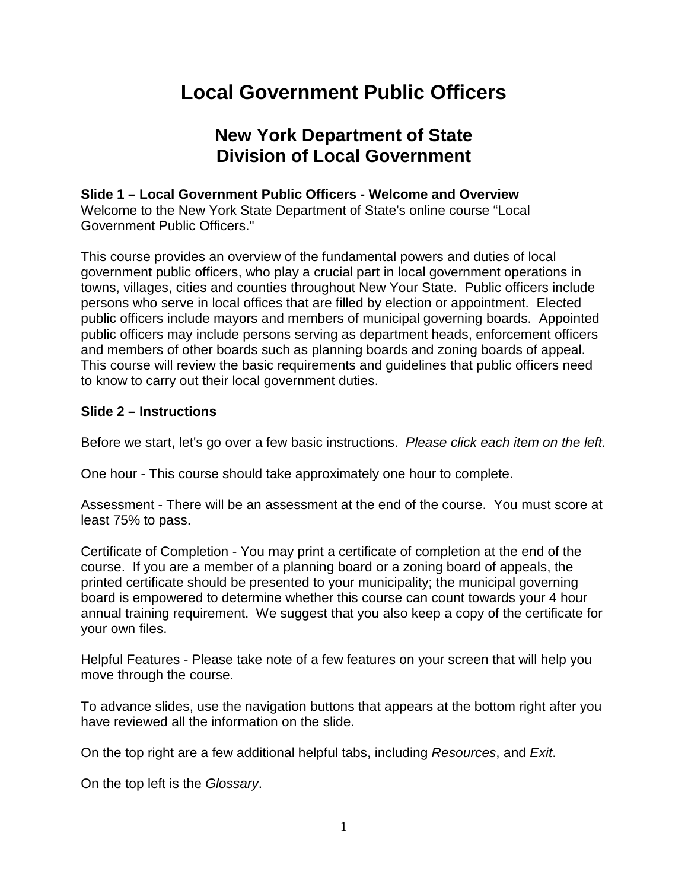# Local Government Public Officers

## New York Department of State
## Division of Local Government

**Slide 1 – Local Government Public Officers - Welcome and Overview**
Welcome to the New York State Department of State's online course "Local Government Public Officers."

This course provides an overview of the fundamental powers and duties of local government public officers, who play a crucial part in local government operations in towns, villages, cities and counties throughout New Your State. Public officers include persons who serve in local offices that are filled by election or appointment. Elected public officers include mayors and members of municipal governing boards. Appointed public officers may include persons serving as department heads, enforcement officers and members of other boards such as planning boards and zoning boards of appeal. This course will review the basic requirements and guidelines that public officers need to know to carry out their local government duties.

**Slide 2 – Instructions**

Before we start, let's go over a few basic instructions. *Please click each item on the left.*

One hour - This course should take approximately one hour to complete.

Assessment - There will be an assessment at the end of the course. You must score at least 75% to pass.

Certificate of Completion - You may print a certificate of completion at the end of the course. If you are a member of a planning board or a zoning board of appeals, the printed certificate should be presented to your municipality; the municipal governing board is empowered to determine whether this course can count towards your 4 hour annual training requirement. We suggest that you also keep a copy of the certificate for your own files.

Helpful Features - Please take note of a few features on your screen that will help you move through the course.

To advance slides, use the navigation buttons that appears at the bottom right after you have reviewed all the information on the slide.

On the top right are a few additional helpful tabs, including *Resources*, and *Exit*.

On the top left is the *Glossary*.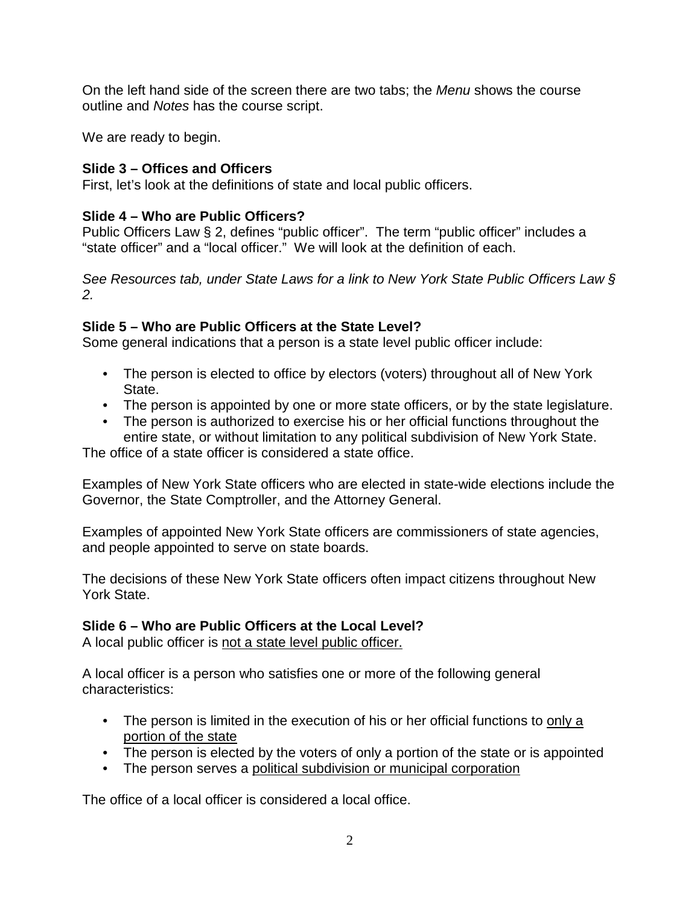On the left hand side of the screen there are two tabs; the *Menu* shows the course outline and *Notes* has the course script.

We are ready to begin.

**Slide 3 – Offices and Officers**

First, let's look at the definitions of state and local public officers.

**Slide 4 – Who are Public Officers?**

Public Officers Law § 2, defines "public officer". The term "public officer" includes a "state officer" and a "local officer." We will look at the definition of each.

*See Resources tab, under State Laws for a link to New York State Public Officers Law § 2.*

**Slide 5 – Who are Public Officers at the State Level?**

Some general indications that a person is a state level public officer include:

- The person is elected to office by electors (voters) throughout all of New York State.
- The person is appointed by one or more state officers, or by the state legislature.
- The person is authorized to exercise his or her official functions throughout the entire state, or without limitation to any political subdivision of New York State.

The office of a state officer is considered a state office.

Examples of New York State officers who are elected in state-wide elections include the Governor, the State Comptroller, and the Attorney General.

Examples of appointed New York State officers are commissioners of state agencies, and people appointed to serve on state boards.

The decisions of these New York State officers often impact citizens throughout New York State.

**Slide 6 – Who are Public Officers at the Local Level?**

A local public officer is <u>not a state level public officer.</u>

A local officer is a person who satisfies one or more of the following general characteristics:

- The person is limited in the execution of his or her official functions to <u>only a portion of the state</u>
- The person is elected by the voters of only a portion of the state or is appointed
- The person serves a <u>political subdivision or municipal corporation</u>

The office of a local officer is considered a local office.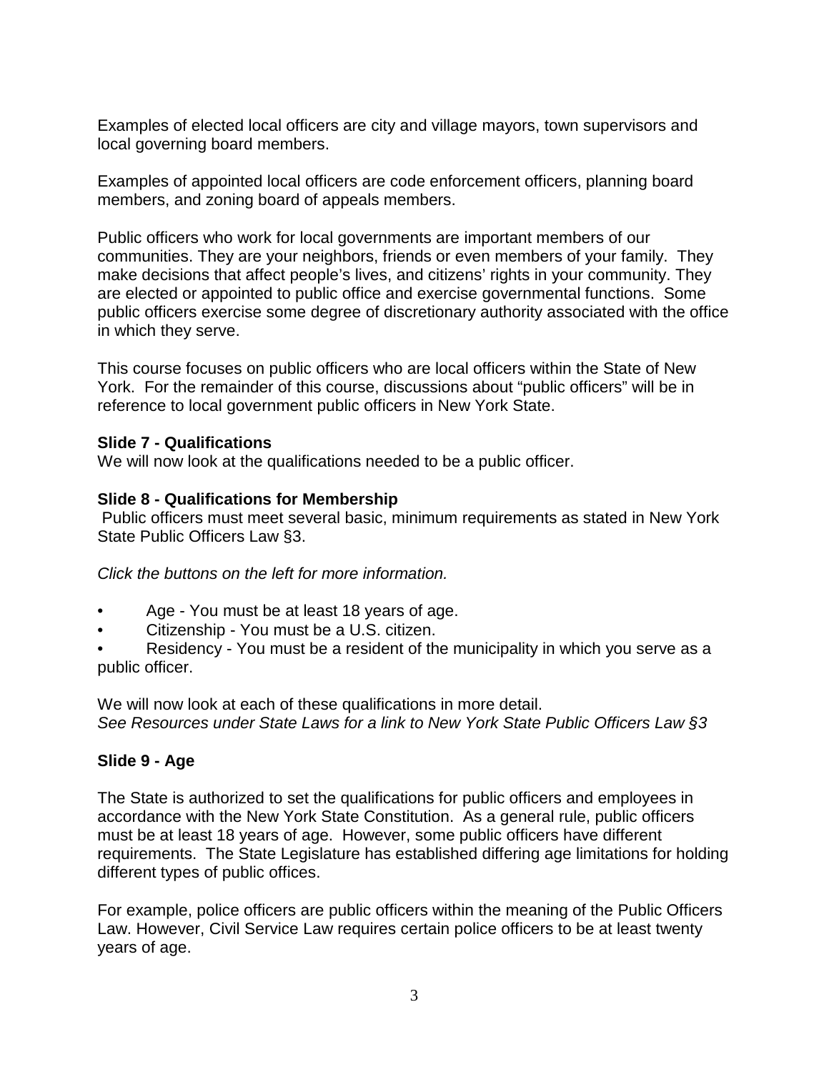Examples of elected local officers are city and village mayors, town supervisors and local governing board members.

Examples of appointed local officers are code enforcement officers, planning board members, and zoning board of appeals members.

Public officers who work for local governments are important members of our communities. They are your neighbors, friends or even members of your family. They make decisions that affect people's lives, and citizens' rights in your community. They are elected or appointed to public office and exercise governmental functions. Some public officers exercise some degree of discretionary authority associated with the office in which they serve.

This course focuses on public officers who are local officers within the State of New York. For the remainder of this course, discussions about "public officers" will be in reference to local government public officers in New York State.

**Slide 7 - Qualifications**
We will now look at the qualifications needed to be a public officer.

**Slide 8 - Qualifications for Membership**
Public officers must meet several basic, minimum requirements as stated in New York State Public Officers Law §3.

*Click the buttons on the left for more information.*

- Age - You must be at least 18 years of age.
- Citizenship - You must be a U.S. citizen.
- Residency - You must be a resident of the municipality in which you serve as a public officer.

We will now look at each of these qualifications in more detail.
*See Resources under State Laws for a link to New York State Public Officers Law §3*

**Slide 9 - Age**

The State is authorized to set the qualifications for public officers and employees in accordance with the New York State Constitution. As a general rule, public officers must be at least 18 years of age. However, some public officers have different requirements. The State Legislature has established differing age limitations for holding different types of public offices.

For example, police officers are public officers within the meaning of the Public Officers Law. However, Civil Service Law requires certain police officers to be at least twenty years of age.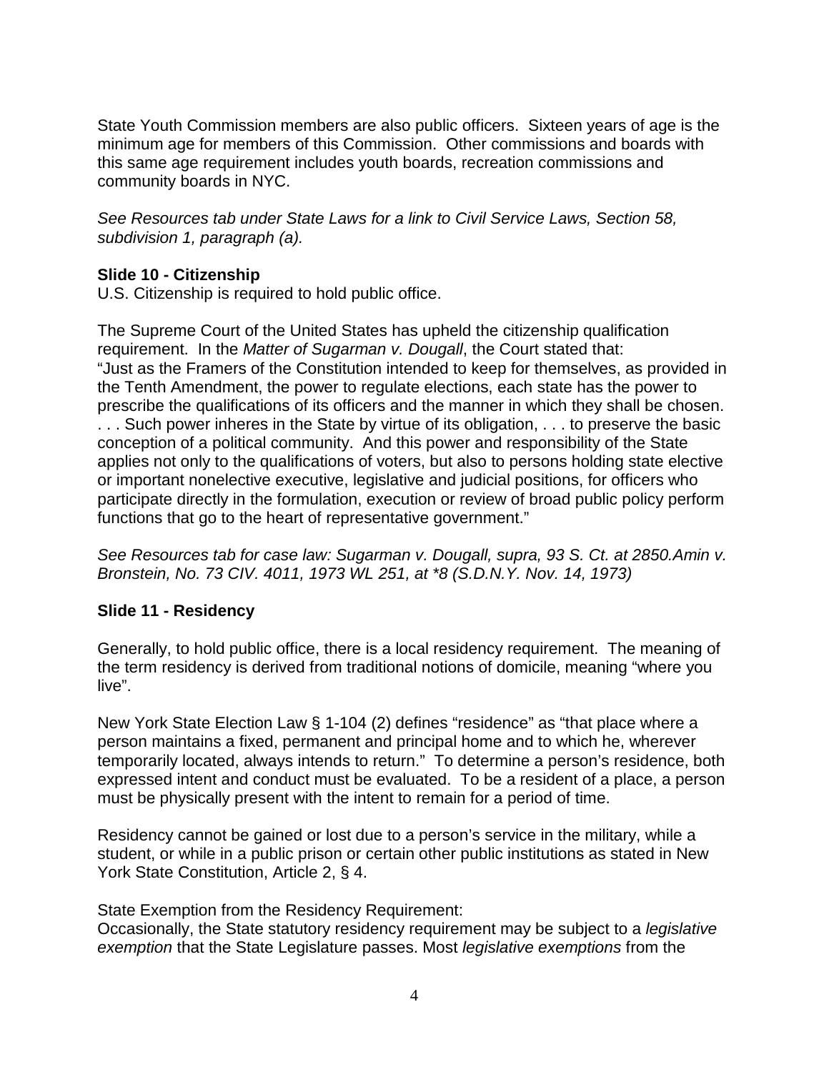State Youth Commission members are also public officers. Sixteen years of age is the minimum age for members of this Commission. Other commissions and boards with this same age requirement includes youth boards, recreation commissions and community boards in NYC.

*See Resources tab under State Laws for a link to Civil Service Laws, Section 58, subdivision 1, paragraph (a).*

**Slide 10 - Citizenship**

U.S. Citizenship is required to hold public office.

The Supreme Court of the United States has upheld the citizenship qualification requirement. In the *Matter of Sugarman v. Dougall*, the Court stated that: "Just as the Framers of the Constitution intended to keep for themselves, as provided in the Tenth Amendment, the power to regulate elections, each state has the power to prescribe the qualifications of its officers and the manner in which they shall be chosen. . . . Such power inheres in the State by virtue of its obligation, . . . to preserve the basic conception of a political community. And this power and responsibility of the State applies not only to the qualifications of voters, but also to persons holding state elective or important nonelective executive, legislative and judicial positions, for officers who participate directly in the formulation, execution or review of broad public policy perform functions that go to the heart of representative government."

*See Resources tab for case law: Sugarman v. Dougall, supra, 93 S. Ct. at 2850.Amin v. Bronstein, No. 73 CIV. 4011, 1973 WL 251, at *8 (S.D.N.Y. Nov. 14, 1973)*

**Slide 11 - Residency**

Generally, to hold public office, there is a local residency requirement. The meaning of the term residency is derived from traditional notions of domicile, meaning "where you live".

New York State Election Law § 1-104 (2) defines "residence" as "that place where a person maintains a fixed, permanent and principal home and to which he, wherever temporarily located, always intends to return." To determine a person's residence, both expressed intent and conduct must be evaluated. To be a resident of a place, a person must be physically present with the intent to remain for a period of time.

Residency cannot be gained or lost due to a person's service in the military, while a student, or while in a public prison or certain other public institutions as stated in New York State Constitution, Article 2, § 4.

State Exemption from the Residency Requirement:
Occasionally, the State statutory residency requirement may be subject to a *legislative exemption* that the State Legislature passes. Most *legislative exemptions* from the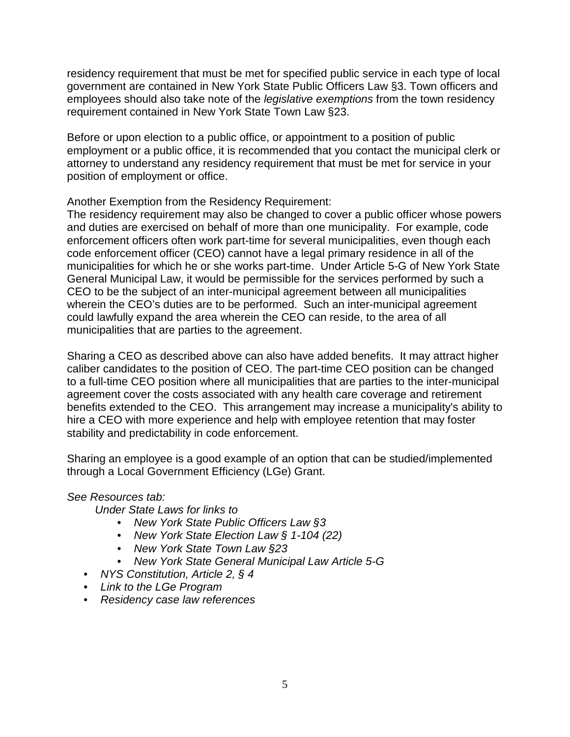residency requirement that must be met for specified public service in each type of local government are contained in New York State Public Officers Law §3. Town officers and employees should also take note of the *legislative exemptions* from the town residency requirement contained in New York State Town Law §23.

Before or upon election to a public office, or appointment to a position of public employment or a public office, it is recommended that you contact the municipal clerk or attorney to understand any residency requirement that must be met for service in your position of employment or office.

Another Exemption from the Residency Requirement:
The residency requirement may also be changed to cover a public officer whose powers and duties are exercised on behalf of more than one municipality. For example, code enforcement officers often work part-time for several municipalities, even though each code enforcement officer (CEO) cannot have a legal primary residence in all of the municipalities for which he or she works part-time. Under Article 5-G of New York State General Municipal Law, it would be permissible for the services performed by such a CEO to be the subject of an inter-municipal agreement between all municipalities wherein the CEO's duties are to be performed. Such an inter-municipal agreement could lawfully expand the area wherein the CEO can reside, to the area of all municipalities that are parties to the agreement.

Sharing a CEO as described above can also have added benefits. It may attract higher caliber candidates to the position of CEO. The part-time CEO position can be changed to a full-time CEO position where all municipalities that are parties to the inter-municipal agreement cover the costs associated with any health care coverage and retirement benefits extended to the CEO. This arrangement may increase a municipality's ability to hire a CEO with more experience and help with employee retention that may foster stability and predictability in code enforcement.

Sharing an employee is a good example of an option that can be studied/implemented through a Local Government Efficiency (LGe) Grant.

*See Resources tab:*

*Under State Laws for links to*

- *New York State Public Officers Law §3*
- *New York State Election Law § 1-104 (22)*
- *New York State Town Law §23*
- *New York State General Municipal Law Article 5-G*

- *NYS Constitution, Article 2, § 4*
- *Link to the LGe Program*
- *Residency case law references*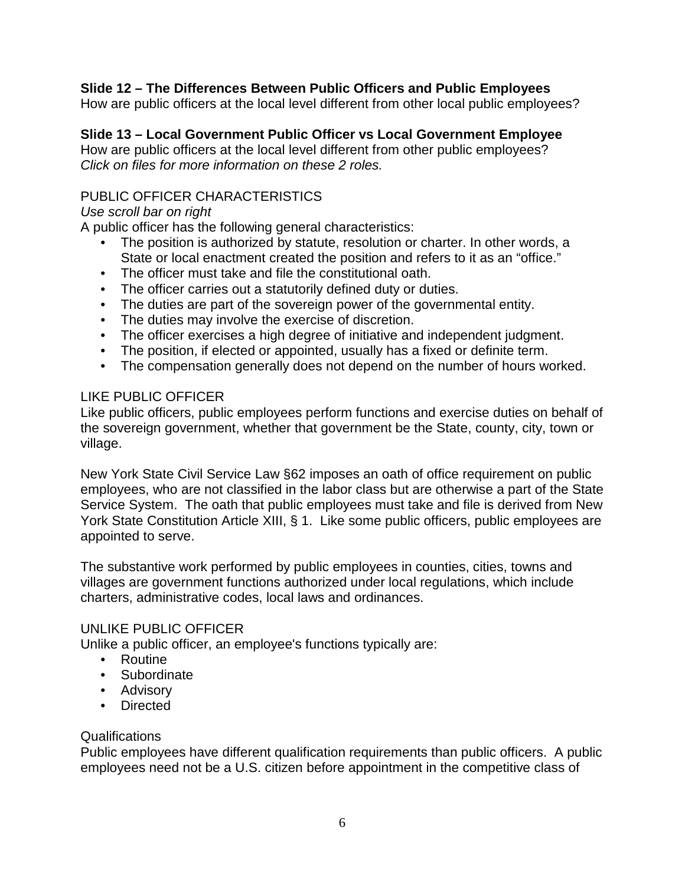**Slide 12 – The Differences Between Public Officers and Public Employees**
How are public officers at the local level different from other local public employees?

**Slide 13 – Local Government Public Officer vs Local Government Employee**
How are public officers at the local level different from other public employees?
*Click on files for more information on these 2 roles.*

PUBLIC OFFICER CHARACTERISTICS
*Use scroll bar on right*
A public officer has the following general characteristics:

- The position is authorized by statute, resolution or charter. In other words, a State or local enactment created the position and refers to it as an "office."
- The officer must take and file the constitutional oath.
- The officer carries out a statutorily defined duty or duties.
- The duties are part of the sovereign power of the governmental entity.
- The duties may involve the exercise of discretion.
- The officer exercises a high degree of initiative and independent judgment.
- The position, if elected or appointed, usually has a fixed or definite term.
- The compensation generally does not depend on the number of hours worked.

LIKE PUBLIC OFFICER
Like public officers, public employees perform functions and exercise duties on behalf of the sovereign government, whether that government be the State, county, city, town or village.

New York State Civil Service Law §62 imposes an oath of office requirement on public employees, who are not classified in the labor class but are otherwise a part of the State Service System. The oath that public employees must take and file is derived from New York State Constitution Article XIII, § 1. Like some public officers, public employees are appointed to serve.

The substantive work performed by public employees in counties, cities, towns and villages are government functions authorized under local regulations, which include charters, administrative codes, local laws and ordinances.

UNLIKE PUBLIC OFFICER
Unlike a public officer, an employee's functions typically are:

- Routine
- Subordinate
- Advisory
- Directed

Qualifications
Public employees have different qualification requirements than public officers. A public employees need not be a U.S. citizen before appointment in the competitive class of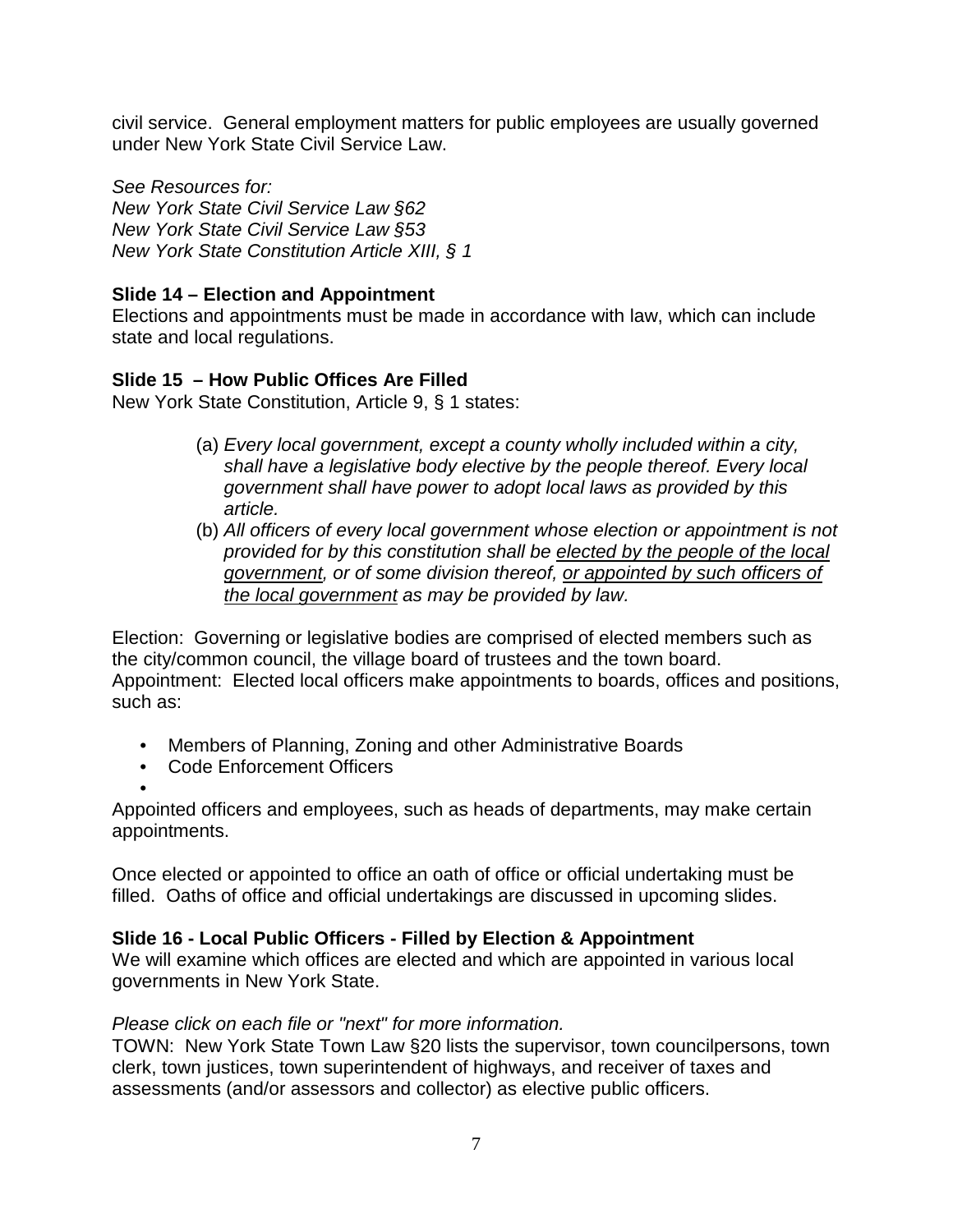civil service. General employment matters for public employees are usually governed under New York State Civil Service Law.

*See Resources for:*
*New York State Civil Service Law §62*
*New York State Civil Service Law §53*
*New York State Constitution Article XIII, § 1*

**Slide 14 – Election and Appointment**
Elections and appointments must be made in accordance with law, which can include state and local regulations.

**Slide 15 – How Public Offices Are Filled**
New York State Constitution, Article 9, § 1 states:

(a) *Every local government, except a county wholly included within a city, shall have a legislative body elective by the people thereof. Every local government shall have power to adopt local laws as provided by this article.*

(b) *All officers of every local government whose election or appointment is not provided for by this constitution shall be <u>elected by the people of the local government</u>, or of some division thereof, <u>or appointed by such officers of the local government</u> as may be provided by law.*

Election: Governing or legislative bodies are comprised of elected members such as the city/common council, the village board of trustees and the town board.
Appointment: Elected local officers make appointments to boards, offices and positions, such as:

- Members of Planning, Zoning and other Administrative Boards
- Code Enforcement Officers
-

Appointed officers and employees, such as heads of departments, may make certain appointments.

Once elected or appointed to office an oath of office or official undertaking must be filled. Oaths of office and official undertakings are discussed in upcoming slides.

**Slide 16 - Local Public Officers - Filled by Election & Appointment**
We will examine which offices are elected and which are appointed in various local governments in New York State.

*Please click on each file or "next" for more information.*
TOWN: New York State Town Law §20 lists the supervisor, town councilpersons, town clerk, town justices, town superintendent of highways, and receiver of taxes and assessments (and/or assessors and collector) as elective public officers.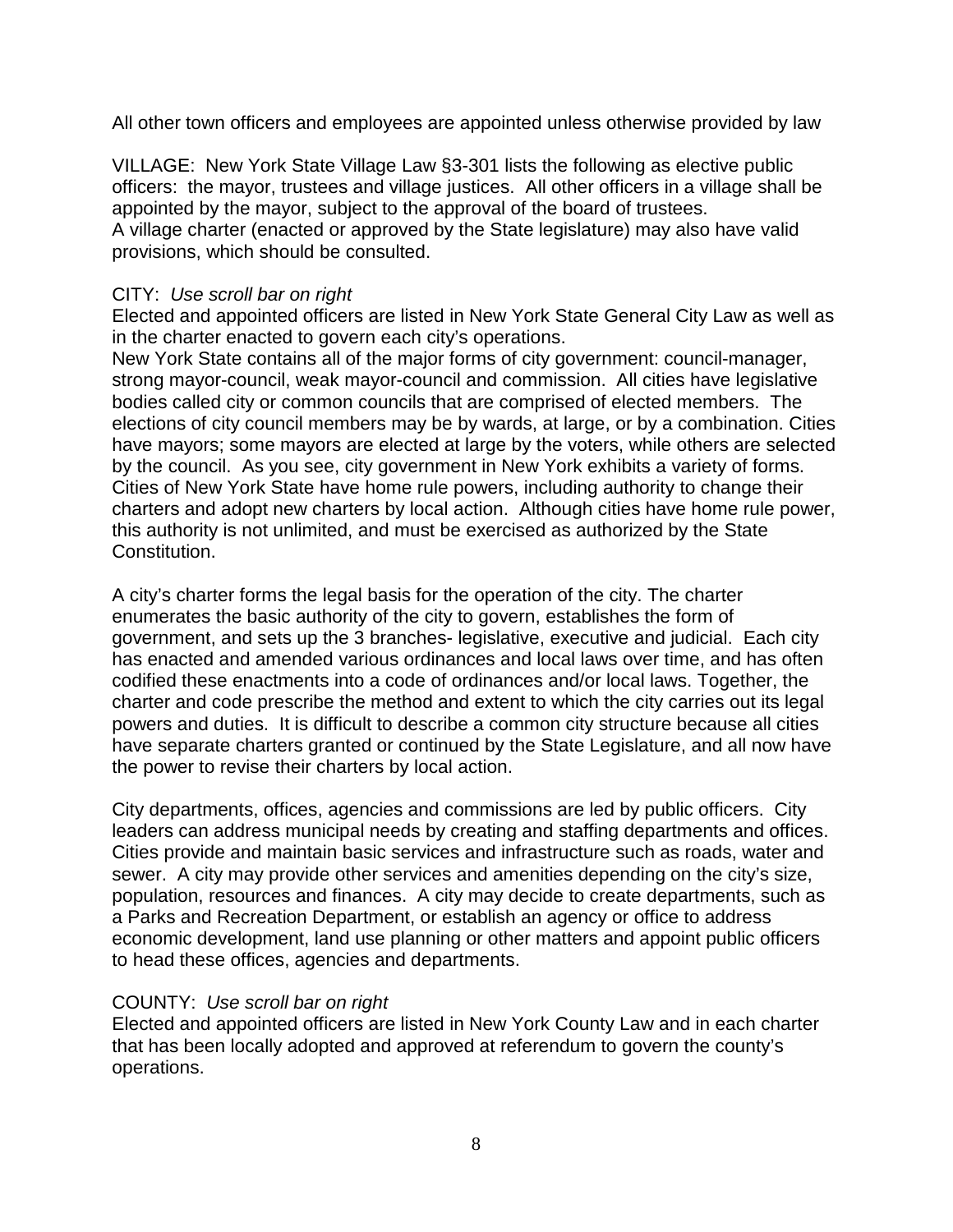All other town officers and employees are appointed unless otherwise provided by law

VILLAGE: New York State Village Law §3-301 lists the following as elective public officers: the mayor, trustees and village justices. All other officers in a village shall be appointed by the mayor, subject to the approval of the board of trustees.
A village charter (enacted or approved by the State legislature) may also have valid provisions, which should be consulted.

CITY: *Use scroll bar on right*
Elected and appointed officers are listed in New York State General City Law as well as in the charter enacted to govern each city's operations.
New York State contains all of the major forms of city government: council-manager, strong mayor-council, weak mayor-council and commission. All cities have legislative bodies called city or common councils that are comprised of elected members. The elections of city council members may be by wards, at large, or by a combination. Cities have mayors; some mayors are elected at large by the voters, while others are selected by the council. As you see, city government in New York exhibits a variety of forms. Cities of New York State have home rule powers, including authority to change their charters and adopt new charters by local action. Although cities have home rule power, this authority is not unlimited, and must be exercised as authorized by the State Constitution.

A city's charter forms the legal basis for the operation of the city. The charter enumerates the basic authority of the city to govern, establishes the form of government, and sets up the 3 branches- legislative, executive and judicial. Each city has enacted and amended various ordinances and local laws over time, and has often codified these enactments into a code of ordinances and/or local laws. Together, the charter and code prescribe the method and extent to which the city carries out its legal powers and duties. It is difficult to describe a common city structure because all cities have separate charters granted or continued by the State Legislature, and all now have the power to revise their charters by local action.

City departments, offices, agencies and commissions are led by public officers. City leaders can address municipal needs by creating and staffing departments and offices. Cities provide and maintain basic services and infrastructure such as roads, water and sewer. A city may provide other services and amenities depending on the city's size, population, resources and finances. A city may decide to create departments, such as a Parks and Recreation Department, or establish an agency or office to address economic development, land use planning or other matters and appoint public officers to head these offices, agencies and departments.

COUNTY: *Use scroll bar on right*
Elected and appointed officers are listed in New York County Law and in each charter that has been locally adopted and approved at referendum to govern the county's operations.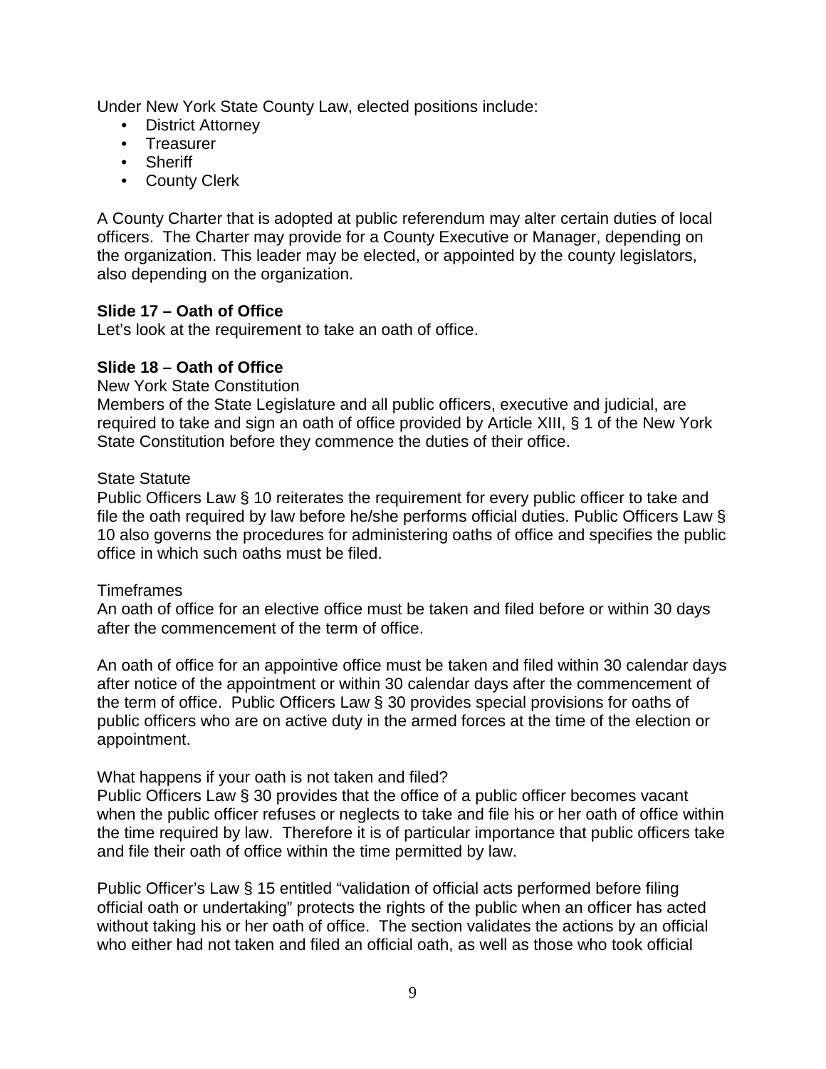Under New York State County Law, elected positions include:

- District Attorney
- Treasurer
- Sheriff
- County Clerk

A County Charter that is adopted at public referendum may alter certain duties of local officers. The Charter may provide for a County Executive or Manager, depending on the organization. This leader may be elected, or appointed by the county legislators, also depending on the organization.

**Slide 17 – Oath of Office**

Let's look at the requirement to take an oath of office.

**Slide 18 – Oath of Office**

New York State Constitution

Members of the State Legislature and all public officers, executive and judicial, are required to take and sign an oath of office provided by Article XIII, § 1 of the New York State Constitution before they commence the duties of their office.

State Statute

Public Officers Law § 10 reiterates the requirement for every public officer to take and file the oath required by law before he/she performs official duties. Public Officers Law § 10 also governs the procedures for administering oaths of office and specifies the public office in which such oaths must be filed.

Timeframes

An oath of office for an elective office must be taken and filed before or within 30 days after the commencement of the term of office.

An oath of office for an appointive office must be taken and filed within 30 calendar days after notice of the appointment or within 30 calendar days after the commencement of the term of office. Public Officers Law § 30 provides special provisions for oaths of public officers who are on active duty in the armed forces at the time of the election or appointment.

What happens if your oath is not taken and filed?

Public Officers Law § 30 provides that the office of a public officer becomes vacant when the public officer refuses or neglects to take and file his or her oath of office within the time required by law. Therefore it is of particular importance that public officers take and file their oath of office within the time permitted by law.

Public Officer's Law § 15 entitled "validation of official acts performed before filing official oath or undertaking" protects the rights of the public when an officer has acted without taking his or her oath of office. The section validates the actions by an official who either had not taken and filed an official oath, as well as those who took official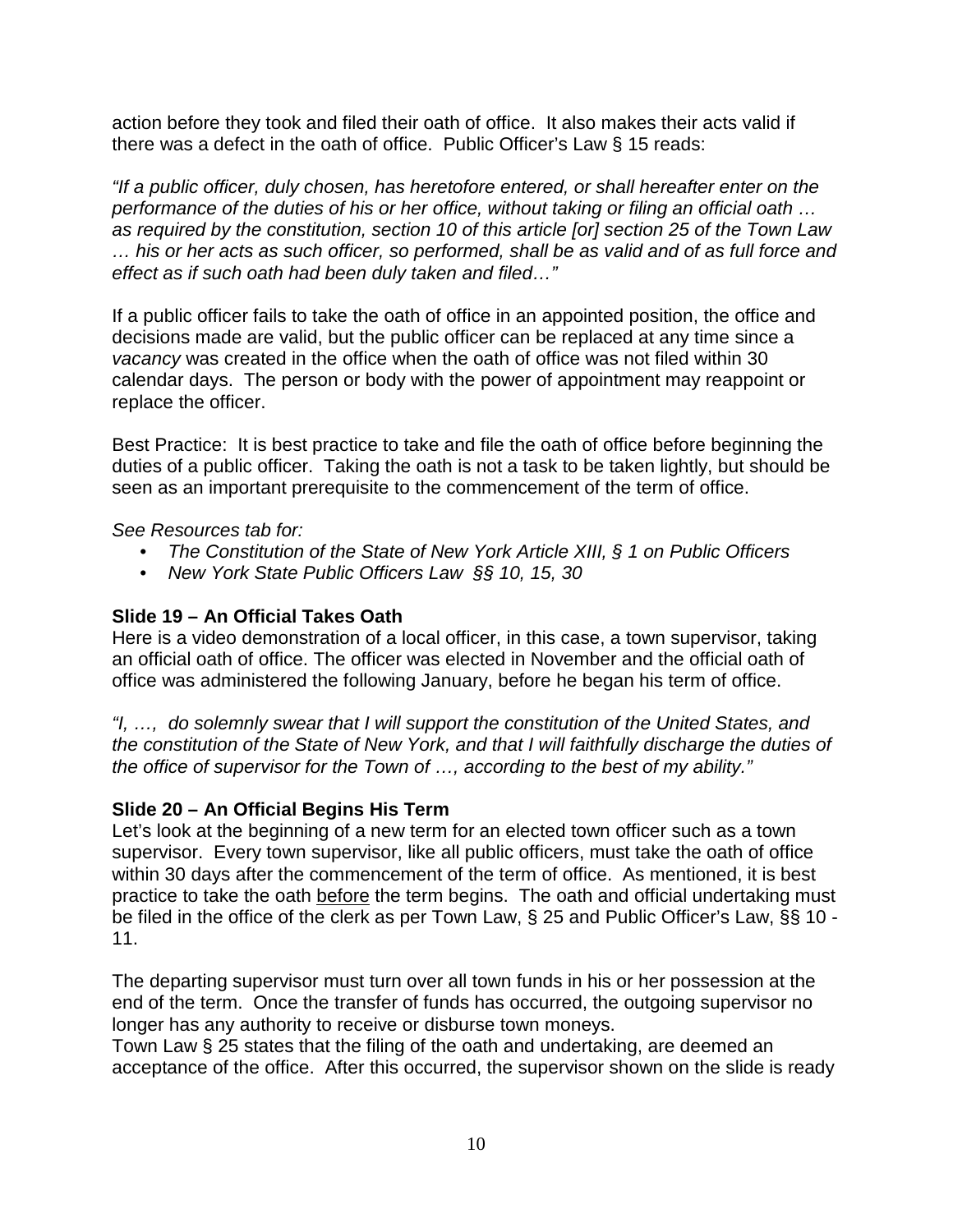action before they took and filed their oath of office. It also makes their acts valid if there was a defect in the oath of office. Public Officer's Law § 15 reads:

*"If a public officer, duly chosen, has heretofore entered, or shall hereafter enter on the performance of the duties of his or her office, without taking or filing an official oath … as required by the constitution, section 10 of this article [or] section 25 of the Town Law … his or her acts as such officer, so performed, shall be as valid and of as full force and effect as if such oath had been duly taken and filed…"*

If a public officer fails to take the oath of office in an appointed position, the office and decisions made are valid, but the public officer can be replaced at any time since a *vacancy* was created in the office when the oath of office was not filed within 30 calendar days. The person or body with the power of appointment may reappoint or replace the officer.

Best Practice: It is best practice to take and file the oath of office before beginning the duties of a public officer. Taking the oath is not a task to be taken lightly, but should be seen as an important prerequisite to the commencement of the term of office.

*See Resources tab for:*

- *The Constitution of the State of New York Article XIII, § 1 on Public Officers*
- *New York State Public Officers Law §§ 10, 15, 30*

**Slide 19 – An Official Takes Oath**

Here is a video demonstration of a local officer, in this case, a town supervisor, taking an official oath of office. The officer was elected in November and the official oath of office was administered the following January, before he began his term of office.

*"I, …, do solemnly swear that I will support the constitution of the United States, and the constitution of the State of New York, and that I will faithfully discharge the duties of the office of supervisor for the Town of …, according to the best of my ability."*

**Slide 20 – An Official Begins His Term**

Let's look at the beginning of a new term for an elected town officer such as a town supervisor. Every town supervisor, like all public officers, must take the oath of office within 30 days after the commencement of the term of office. As mentioned, it is best practice to take the oath <u>before</u> the term begins. The oath and official undertaking must be filed in the office of the clerk as per Town Law, § 25 and Public Officer's Law, §§ 10 - 11.

The departing supervisor must turn over all town funds in his or her possession at the end of the term. Once the transfer of funds has occurred, the outgoing supervisor no longer has any authority to receive or disburse town moneys.

Town Law § 25 states that the filing of the oath and undertaking, are deemed an acceptance of the office. After this occurred, the supervisor shown on the slide is ready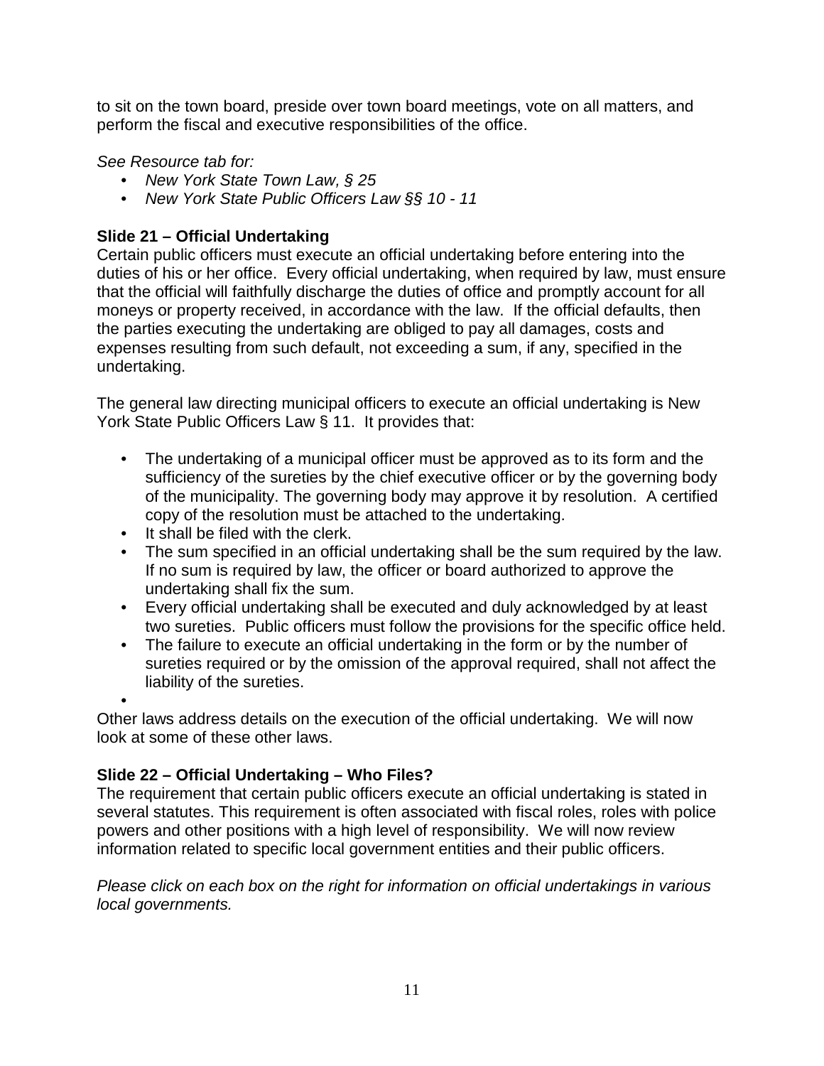to sit on the town board, preside over town board meetings, vote on all matters, and perform the fiscal and executive responsibilities of the office.

*See Resource tab for:*

- *New York State Town Law, § 25*
- *New York State Public Officers Law §§ 10 - 11*

**Slide 21 – Official Undertaking**

Certain public officers must execute an official undertaking before entering into the duties of his or her office. Every official undertaking, when required by law, must ensure that the official will faithfully discharge the duties of office and promptly account for all moneys or property received, in accordance with the law. If the official defaults, then the parties executing the undertaking are obliged to pay all damages, costs and expenses resulting from such default, not exceeding a sum, if any, specified in the undertaking.

The general law directing municipal officers to execute an official undertaking is New York State Public Officers Law § 11. It provides that:

- The undertaking of a municipal officer must be approved as to its form and the sufficiency of the sureties by the chief executive officer or by the governing body of the municipality. The governing body may approve it by resolution. A certified copy of the resolution must be attached to the undertaking.
- It shall be filed with the clerk.
- The sum specified in an official undertaking shall be the sum required by the law. If no sum is required by law, the officer or board authorized to approve the undertaking shall fix the sum.
- Every official undertaking shall be executed and duly acknowledged by at least two sureties. Public officers must follow the provisions for the specific office held.
- The failure to execute an official undertaking in the form or by the number of sureties required or by the omission of the approval required, shall not affect the liability of the sureties.

Other laws address details on the execution of the official undertaking. We will now look at some of these other laws.

**Slide 22 – Official Undertaking – Who Files?**

The requirement that certain public officers execute an official undertaking is stated in several statutes. This requirement is often associated with fiscal roles, roles with police powers and other positions with a high level of responsibility. We will now review information related to specific local government entities and their public officers.

*Please click on each box on the right for information on official undertakings in various local governments.*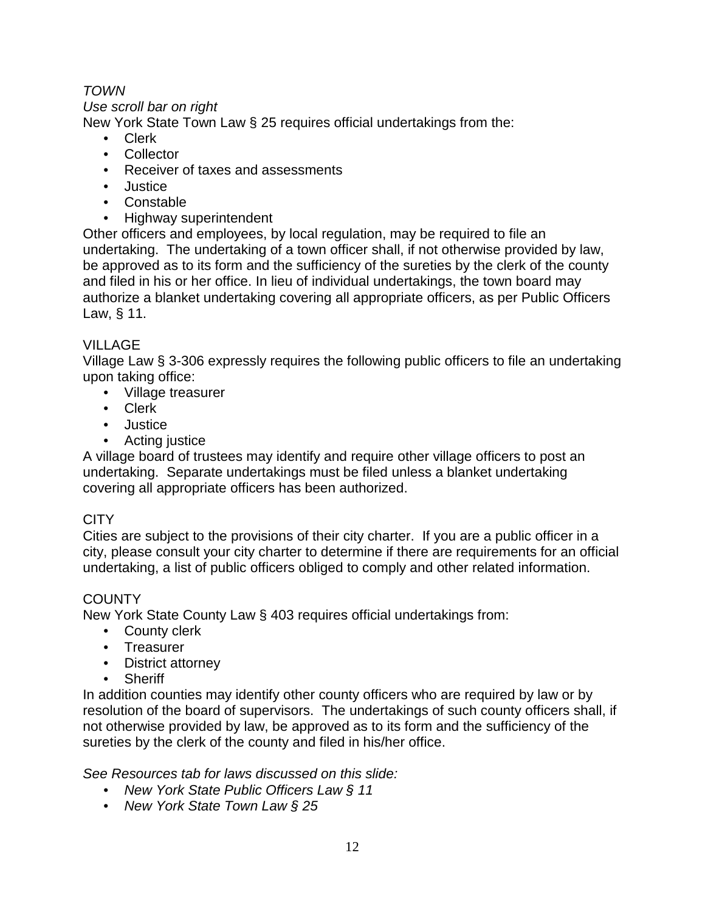*TOWN*

*Use scroll bar on right*

New York State Town Law § 25 requires official undertakings from the:

- Clerk
- Collector
- Receiver of taxes and assessments
- Justice
- Constable
- Highway superintendent

Other officers and employees, by local regulation, may be required to file an undertaking. The undertaking of a town officer shall, if not otherwise provided by law, be approved as to its form and the sufficiency of the sureties by the clerk of the county and filed in his or her office. In lieu of individual undertakings, the town board may authorize a blanket undertaking covering all appropriate officers, as per Public Officers Law, § 11.

VILLAGE

Village Law § 3-306 expressly requires the following public officers to file an undertaking upon taking office:

- Village treasurer
- Clerk
- Justice
- Acting justice

A village board of trustees may identify and require other village officers to post an undertaking. Separate undertakings must be filed unless a blanket undertaking covering all appropriate officers has been authorized.

CITY

Cities are subject to the provisions of their city charter. If you are a public officer in a city, please consult your city charter to determine if there are requirements for an official undertaking, a list of public officers obliged to comply and other related information.

COUNTY

New York State County Law § 403 requires official undertakings from:

- County clerk
- Treasurer
- District attorney
- Sheriff

In addition counties may identify other county officers who are required by law or by resolution of the board of supervisors. The undertakings of such county officers shall, if not otherwise provided by law, be approved as to its form and the sufficiency of the sureties by the clerk of the county and filed in his/her office.

*See Resources tab for laws discussed on this slide:*

- *New York State Public Officers Law § 11*
- *New York State Town Law § 25*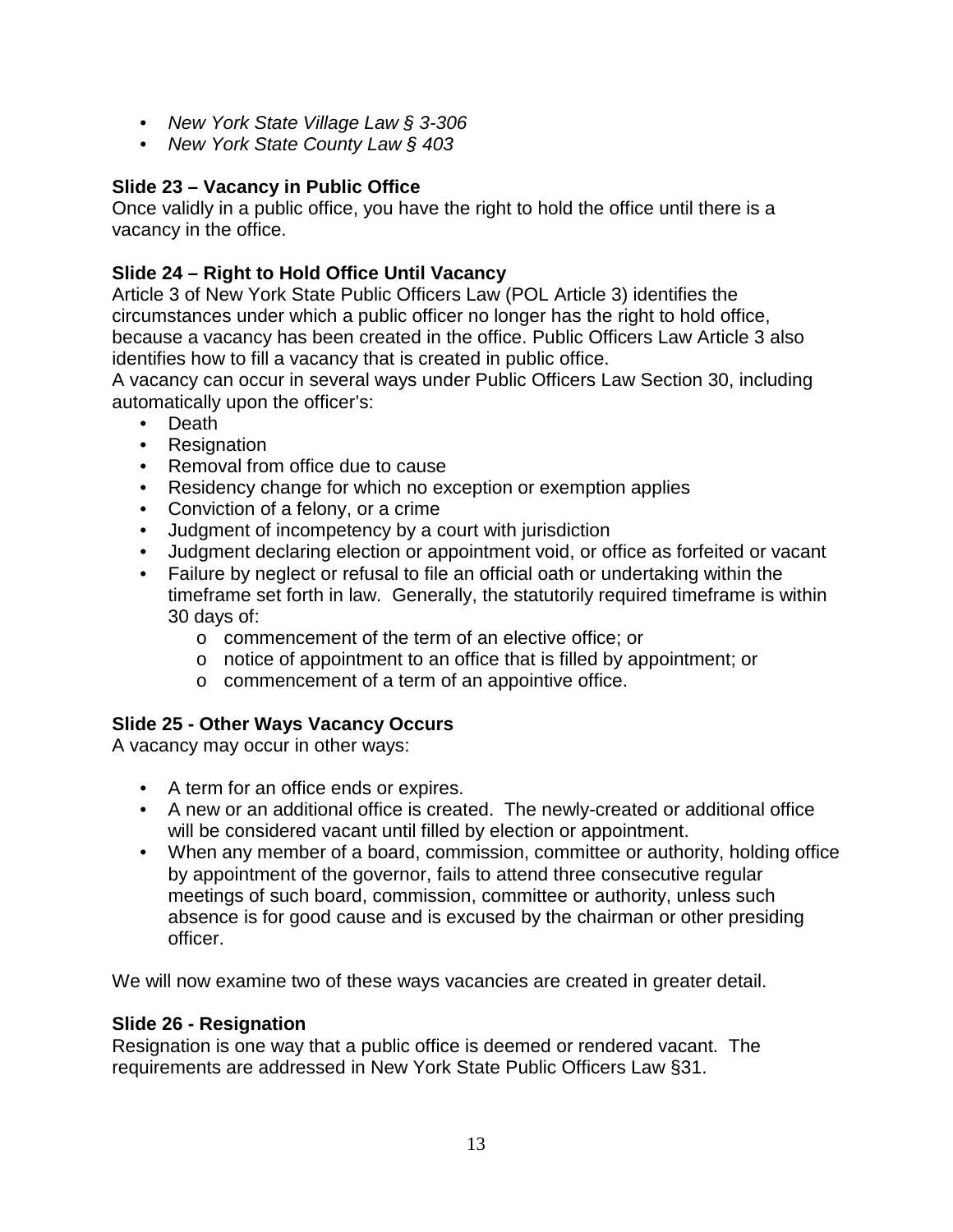- *New York State Village Law § 3-306*
- *New York State County Law § 403*

### Slide 23 – Vacancy in Public Office

Once validly in a public office, you have the right to hold the office until there is a vacancy in the office.

### Slide 24 – Right to Hold Office Until Vacancy

Article 3 of New York State Public Officers Law (POL Article 3) identifies the circumstances under which a public officer no longer has the right to hold office, because a vacancy has been created in the office. Public Officers Law Article 3 also identifies how to fill a vacancy that is created in public office.

A vacancy can occur in several ways under Public Officers Law Section 30, including automatically upon the officer's:

- Death
- Resignation
- Removal from office due to cause
- Residency change for which no exception or exemption applies
- Conviction of a felony, or a crime
- Judgment of incompetency by a court with jurisdiction
- Judgment declaring election or appointment void, or office as forfeited or vacant
- Failure by neglect or refusal to file an official oath or undertaking within the timeframe set forth in law. Generally, the statutorily required timeframe is within 30 days of:
  - commencement of the term of an elective office; or
  - notice of appointment to an office that is filled by appointment; or
  - commencement of a term of an appointive office.

### Slide 25 - Other Ways Vacancy Occurs

A vacancy may occur in other ways:

- A term for an office ends or expires.
- A new or an additional office is created. The newly-created or additional office will be considered vacant until filled by election or appointment.
- When any member of a board, commission, committee or authority, holding office by appointment of the governor, fails to attend three consecutive regular meetings of such board, commission, committee or authority, unless such absence is for good cause and is excused by the chairman or other presiding officer.

We will now examine two of these ways vacancies are created in greater detail.

### Slide 26 - Resignation

Resignation is one way that a public office is deemed or rendered vacant. The requirements are addressed in New York State Public Officers Law §31.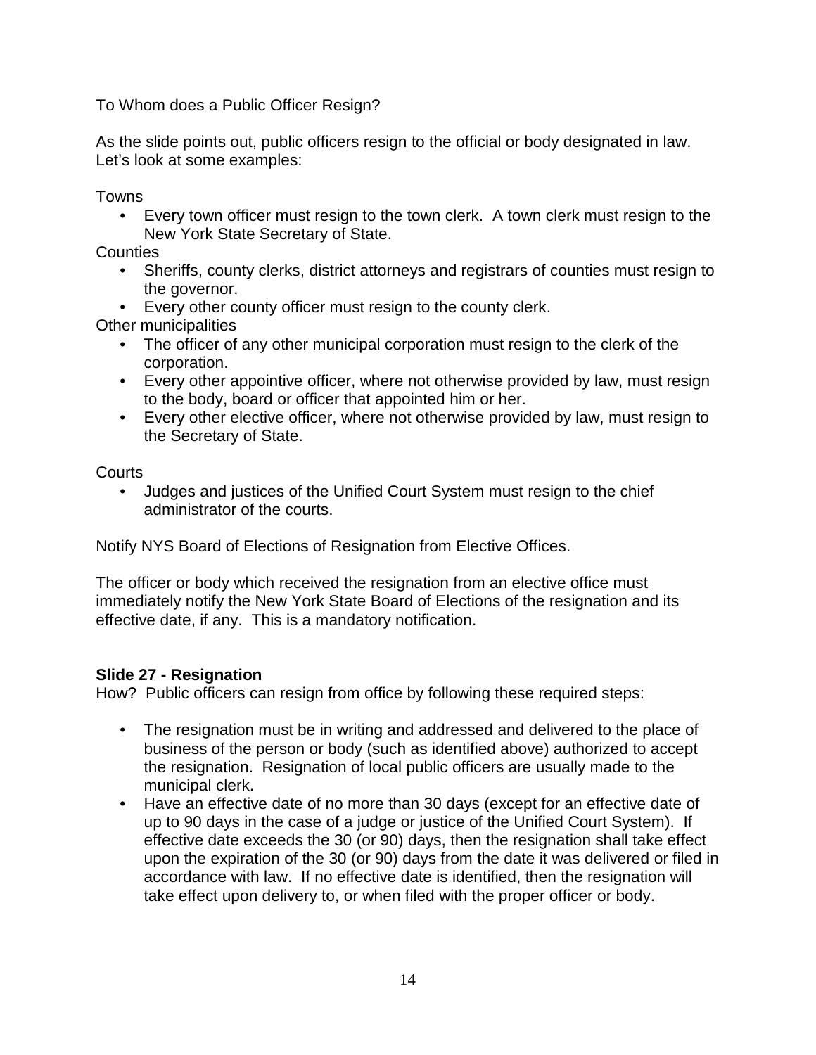To Whom does a Public Officer Resign?

As the slide points out, public officers resign to the official or body designated in law. Let's look at some examples:

Towns

- Every town officer must resign to the town clerk. A town clerk must resign to the New York State Secretary of State.

Counties

- Sheriffs, county clerks, district attorneys and registrars of counties must resign to the governor.
- Every other county officer must resign to the county clerk.

Other municipalities

- The officer of any other municipal corporation must resign to the clerk of the corporation.
- Every other appointive officer, where not otherwise provided by law, must resign to the body, board or officer that appointed him or her.
- Every other elective officer, where not otherwise provided by law, must resign to the Secretary of State.

Courts

- Judges and justices of the Unified Court System must resign to the chief administrator of the courts.

Notify NYS Board of Elections of Resignation from Elective Offices.

The officer or body which received the resignation from an elective office must immediately notify the New York State Board of Elections of the resignation and its effective date, if any. This is a mandatory notification.

**Slide 27 - Resignation**

How? Public officers can resign from office by following these required steps:

- The resignation must be in writing and addressed and delivered to the place of business of the person or body (such as identified above) authorized to accept the resignation. Resignation of local public officers are usually made to the municipal clerk.
- Have an effective date of no more than 30 days (except for an effective date of up to 90 days in the case of a judge or justice of the Unified Court System). If effective date exceeds the 30 (or 90) days, then the resignation shall take effect upon the expiration of the 30 (or 90) days from the date it was delivered or filed in accordance with law. If no effective date is identified, then the resignation will take effect upon delivery to, or when filed with the proper officer or body.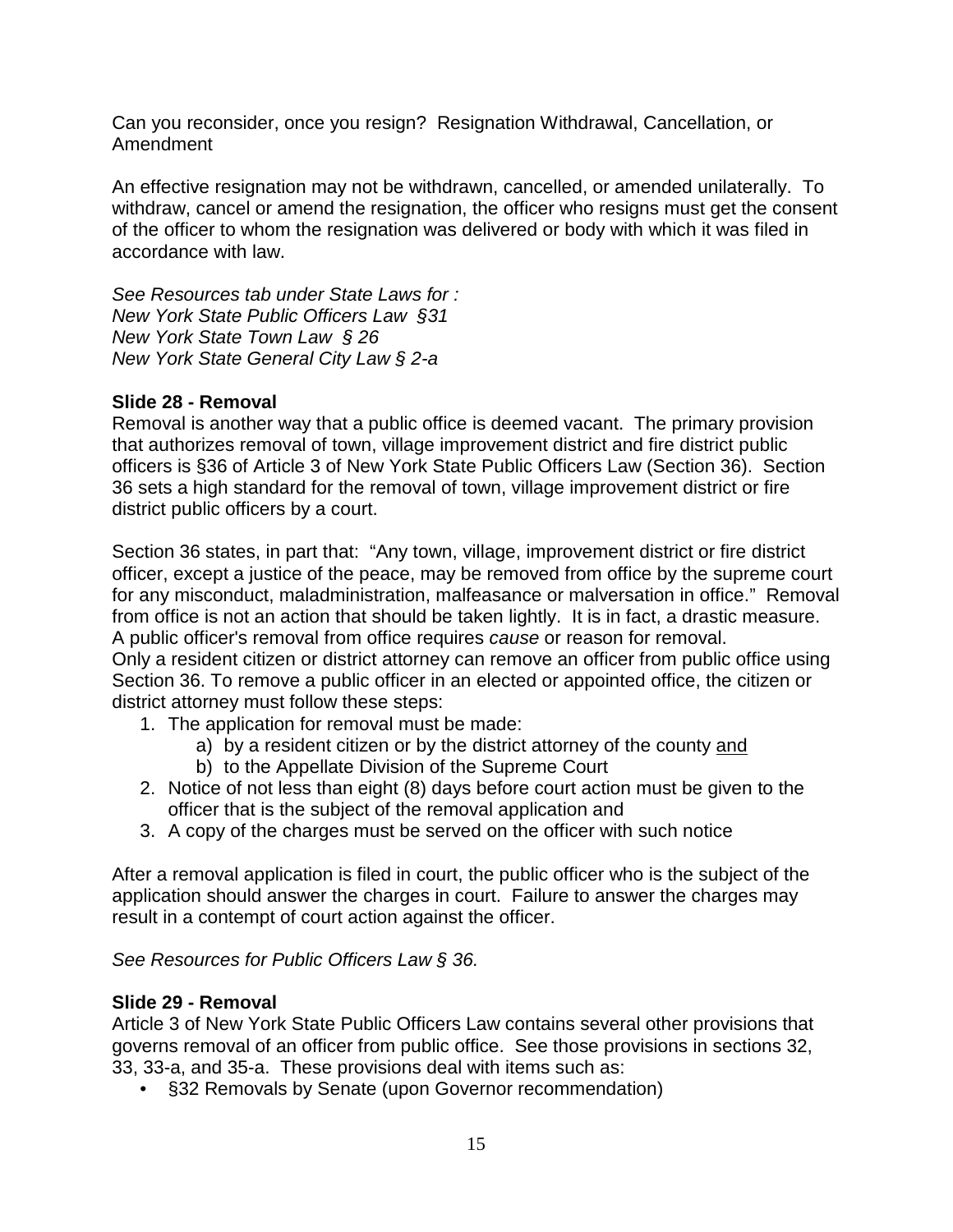Can you reconsider, once you resign? Resignation Withdrawal, Cancellation, or Amendment

An effective resignation may not be withdrawn, cancelled, or amended unilaterally. To withdraw, cancel or amend the resignation, the officer who resigns must get the consent of the officer to whom the resignation was delivered or body with which it was filed in accordance with law.

*See Resources tab under State Laws for :*
*New York State Public Officers Law §31*
*New York State Town Law § 26*
*New York State General City Law § 2-a*

**Slide 28 - Removal**

Removal is another way that a public office is deemed vacant. The primary provision that authorizes removal of town, village improvement district and fire district public officers is §36 of Article 3 of New York State Public Officers Law (Section 36). Section 36 sets a high standard for the removal of town, village improvement district or fire district public officers by a court.

Section 36 states, in part that: "Any town, village, improvement district or fire district officer, except a justice of the peace, may be removed from office by the supreme court for any misconduct, maladministration, malfeasance or malversation in office." Removal from office is not an action that should be taken lightly. It is in fact, a drastic measure. A public officer's removal from office requires *cause* or reason for removal. Only a resident citizen or district attorney can remove an officer from public office using Section 36. To remove a public officer in an elected or appointed office, the citizen or district attorney must follow these steps:

1. The application for removal must be made:
   a) by a resident citizen or by the district attorney of the county <u>and</u>
   b) to the Appellate Division of the Supreme Court
2. Notice of not less than eight (8) days before court action must be given to the officer that is the subject of the removal application and
3. A copy of the charges must be served on the officer with such notice

After a removal application is filed in court, the public officer who is the subject of the application should answer the charges in court. Failure to answer the charges may result in a contempt of court action against the officer.

*See Resources for Public Officers Law § 36.*

**Slide 29 - Removal**

Article 3 of New York State Public Officers Law contains several other provisions that governs removal of an officer from public office. See those provisions in sections 32, 33, 33-a, and 35-a. These provisions deal with items such as:

- §32 Removals by Senate (upon Governor recommendation)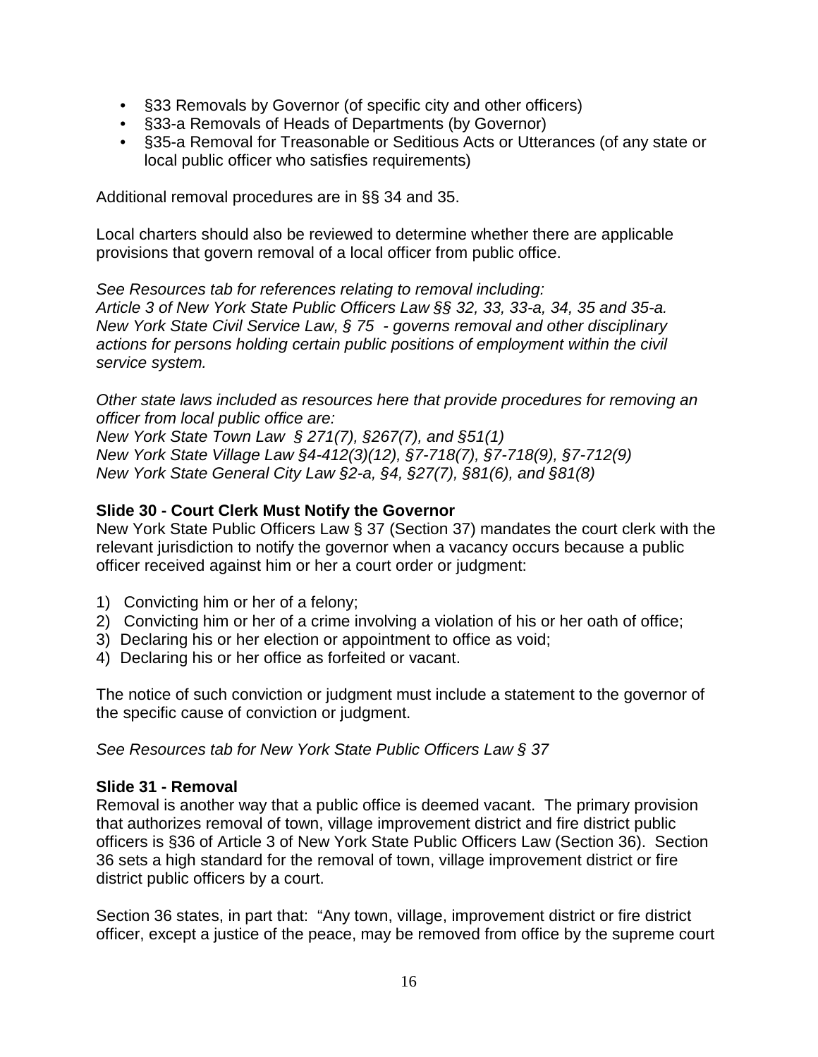- §33 Removals by Governor (of specific city and other officers)
- §33-a Removals of Heads of Departments (by Governor)
- §35-a Removal for Treasonable or Seditious Acts or Utterances (of any state or local public officer who satisfies requirements)

Additional removal procedures are in §§ 34 and 35.

Local charters should also be reviewed to determine whether there are applicable provisions that govern removal of a local officer from public office.

*See Resources tab for references relating to removal including:*
*Article 3 of New York State Public Officers Law §§ 32, 33, 33-a, 34, 35 and 35-a.*
*New York State Civil Service Law, § 75 - governs removal and other disciplinary actions for persons holding certain public positions of employment within the civil service system.*

*Other state laws included as resources here that provide procedures for removing an officer from local public office are:*
*New York State Town Law § 271(7), §267(7), and §51(1)*
*New York State Village Law §4-412(3)(12), §7-718(7), §7-718(9), §7-712(9)*
*New York State General City Law §2-a, §4, §27(7), §81(6), and §81(8)*

**Slide 30 - Court Clerk Must Notify the Governor**
New York State Public Officers Law § 37 (Section 37) mandates the court clerk with the relevant jurisdiction to notify the governor when a vacancy occurs because a public officer received against him or her a court order or judgment:

1) Convicting him or her of a felony;
2) Convicting him or her of a crime involving a violation of his or her oath of office;
3) Declaring his or her election or appointment to office as void;
4) Declaring his or her office as forfeited or vacant.

The notice of such conviction or judgment must include a statement to the governor of the specific cause of conviction or judgment.

*See Resources tab for New York State Public Officers Law § 37*

**Slide 31 - Removal**
Removal is another way that a public office is deemed vacant. The primary provision that authorizes removal of town, village improvement district and fire district public officers is §36 of Article 3 of New York State Public Officers Law (Section 36). Section 36 sets a high standard for the removal of town, village improvement district or fire district public officers by a court.

Section 36 states, in part that: "Any town, village, improvement district or fire district officer, except a justice of the peace, may be removed from office by the supreme court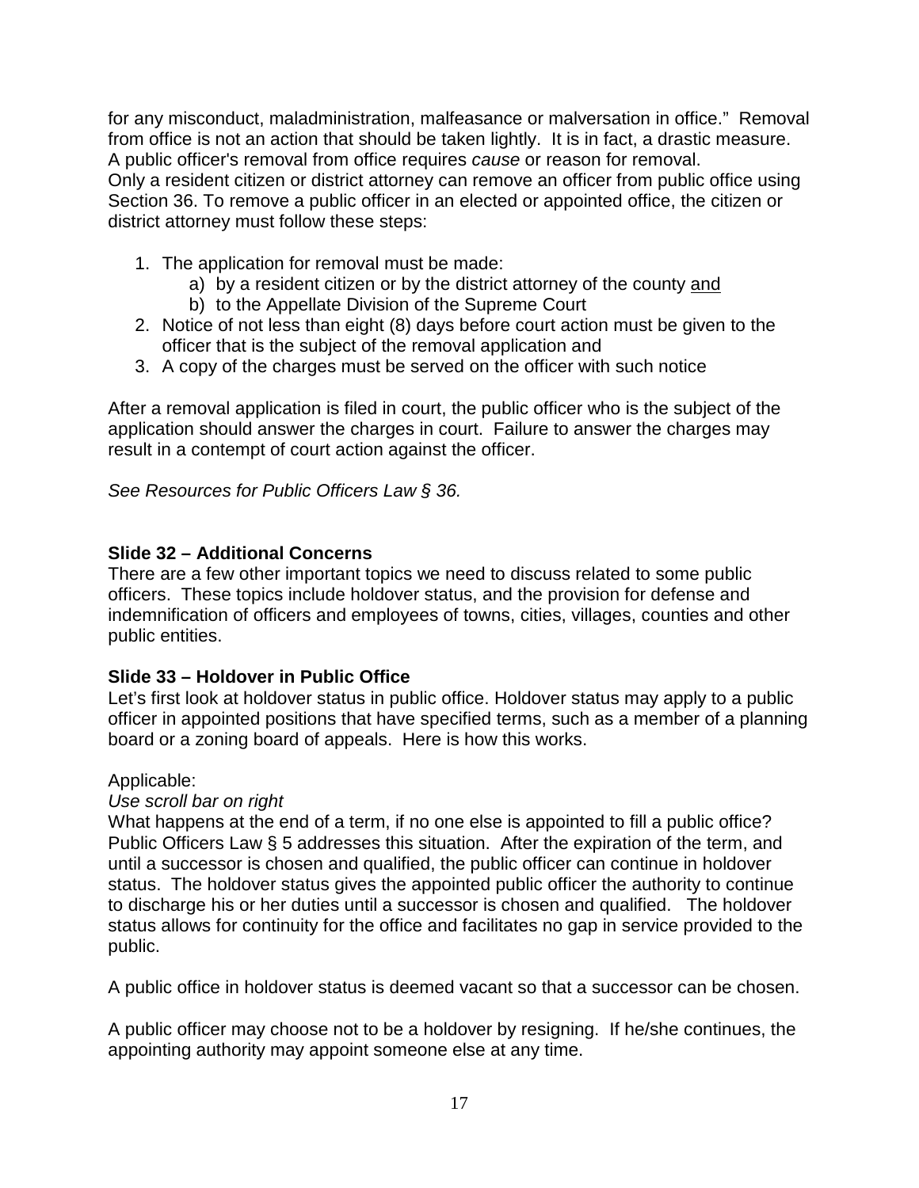for any misconduct, maladministration, malfeasance or malversation in office." Removal from office is not an action that should be taken lightly. It is in fact, a drastic measure. A public officer's removal from office requires *cause* or reason for removal. Only a resident citizen or district attorney can remove an officer from public office using Section 36. To remove a public officer in an elected or appointed office, the citizen or district attorney must follow these steps:

1. The application for removal must be made:
    a) by a resident citizen or by the district attorney of the county <u>and</u>
    b) to the Appellate Division of the Supreme Court
2. Notice of not less than eight (8) days before court action must be given to the officer that is the subject of the removal application and
3. A copy of the charges must be served on the officer with such notice

After a removal application is filed in court, the public officer who is the subject of the application should answer the charges in court. Failure to answer the charges may result in a contempt of court action against the officer.

*See Resources for Public Officers Law § 36.*

**Slide 32 – Additional Concerns**

There are a few other important topics we need to discuss related to some public officers. These topics include holdover status, and the provision for defense and indemnification of officers and employees of towns, cities, villages, counties and other public entities.

**Slide 33 – Holdover in Public Office**

Let's first look at holdover status in public office. Holdover status may apply to a public officer in appointed positions that have specified terms, such as a member of a planning board or a zoning board of appeals. Here is how this works.

Applicable:

*Use scroll bar on right*

What happens at the end of a term, if no one else is appointed to fill a public office? Public Officers Law § 5 addresses this situation. After the expiration of the term, and until a successor is chosen and qualified, the public officer can continue in holdover status. The holdover status gives the appointed public officer the authority to continue to discharge his or her duties until a successor is chosen and qualified. The holdover status allows for continuity for the office and facilitates no gap in service provided to the public.

A public office in holdover status is deemed vacant so that a successor can be chosen.

A public officer may choose not to be a holdover by resigning. If he/she continues, the appointing authority may appoint someone else at any time.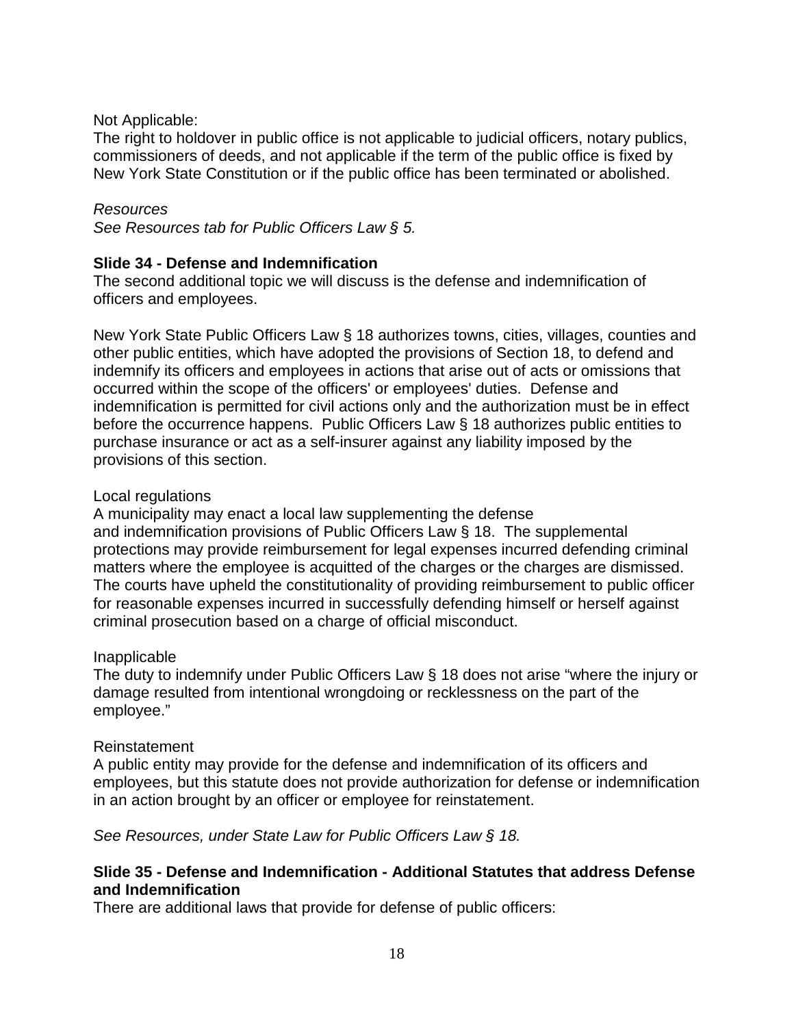Not Applicable:
The right to holdover in public office is not applicable to judicial officers, notary publics, commissioners of deeds, and not applicable if the term of the public office is fixed by New York State Constitution or if the public office has been terminated or abolished.

*Resources*
*See Resources tab for Public Officers Law § 5.*

**Slide 34 - Defense and Indemnification**
The second additional topic we will discuss is the defense and indemnification of officers and employees.

New York State Public Officers Law § 18 authorizes towns, cities, villages, counties and other public entities, which have adopted the provisions of Section 18, to defend and indemnify its officers and employees in actions that arise out of acts or omissions that occurred within the scope of the officers' or employees' duties. Defense and indemnification is permitted for civil actions only and the authorization must be in effect before the occurrence happens. Public Officers Law § 18 authorizes public entities to purchase insurance or act as a self-insurer against any liability imposed by the provisions of this section.

Local regulations
A municipality may enact a local law supplementing the defense and indemnification provisions of Public Officers Law § 18. The supplemental protections may provide reimbursement for legal expenses incurred defending criminal matters where the employee is acquitted of the charges or the charges are dismissed. The courts have upheld the constitutionality of providing reimbursement to public officer for reasonable expenses incurred in successfully defending himself or herself against criminal prosecution based on a charge of official misconduct.

Inapplicable
The duty to indemnify under Public Officers Law § 18 does not arise "where the injury or damage resulted from intentional wrongdoing or recklessness on the part of the employee."

Reinstatement
A public entity may provide for the defense and indemnification of its officers and employees, but this statute does not provide authorization for defense or indemnification in an action brought by an officer or employee for reinstatement.

*See Resources, under State Law for Public Officers Law § 18.*

**Slide 35 - Defense and Indemnification - Additional Statutes that address Defense and Indemnification**
There are additional laws that provide for defense of public officers: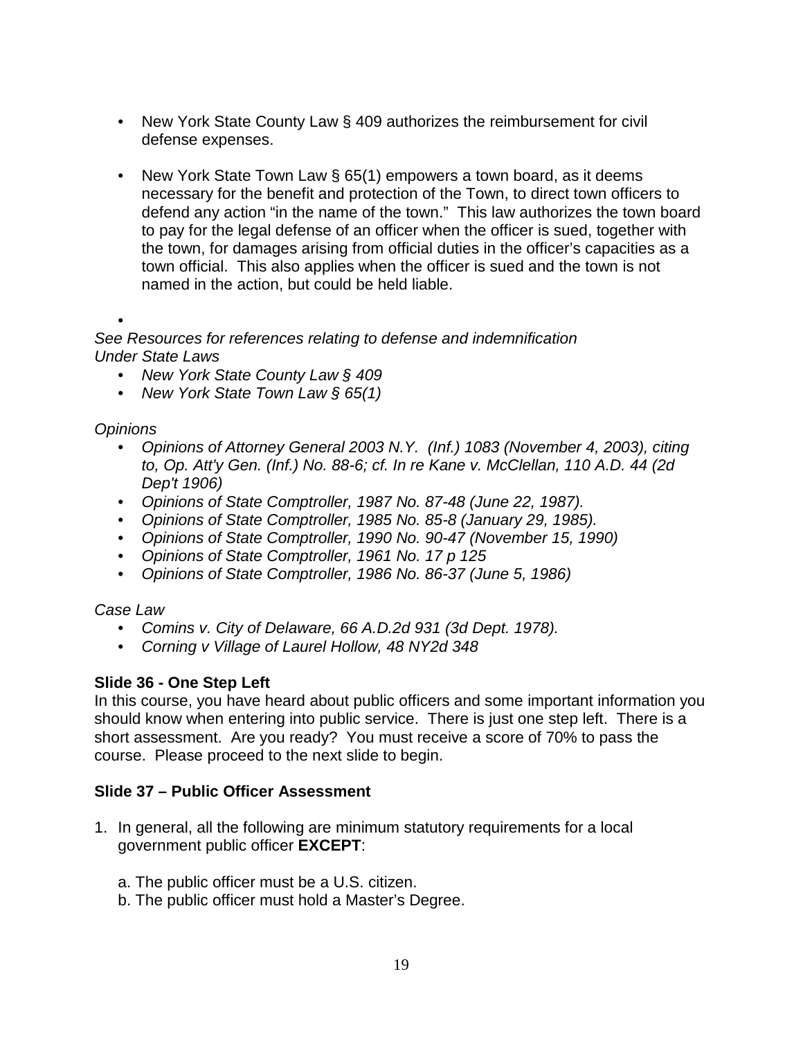- New York State County Law § 409 authorizes the reimbursement for civil defense expenses.
- New York State Town Law § 65(1) empowers a town board, as it deems necessary for the benefit and protection of the Town, to direct town officers to defend any action "in the name of the town." This law authorizes the town board to pay for the legal defense of an officer when the officer is sued, together with the town, for damages arising from official duties in the officer's capacities as a town official. This also applies when the officer is sued and the town is not named in the action, but could be held liable.
- 

*See Resources for references relating to defense and indemnification*
*Under State Laws*

- *New York State County Law § 409*
- *New York State Town Law § 65(1)*

*Opinions*

- *Opinions of Attorney General 2003 N.Y. (Inf.) 1083 (November 4, 2003), citing to, Op. Att'y Gen. (Inf.) No. 88-6; cf. In re Kane v. McClellan, 110 A.D. 44 (2d Dep't 1906)*
- *Opinions of State Comptroller, 1987 No. 87-48 (June 22, 1987).*
- *Opinions of State Comptroller, 1985 No. 85-8 (January 29, 1985).*
- *Opinions of State Comptroller, 1990 No. 90-47 (November 15, 1990)*
- *Opinions of State Comptroller, 1961 No. 17 p 125*
- *Opinions of State Comptroller, 1986 No. 86-37 (June 5, 1986)*

*Case Law*

- *Comins v. City of Delaware, 66 A.D.2d 931 (3d Dept. 1978).*
- *Corning v Village of Laurel Hollow, 48 NY2d 348*

**Slide 36 - One Step Left**

In this course, you have heard about public officers and some important information you should know when entering into public service. There is just one step left. There is a short assessment. Are you ready? You must receive a score of 70% to pass the course. Please proceed to the next slide to begin.

**Slide 37 – Public Officer Assessment**

1. In general, all the following are minimum statutory requirements for a local government public officer **EXCEPT**:

   a. The public officer must be a U.S. citizen.
   b. The public officer must hold a Master's Degree.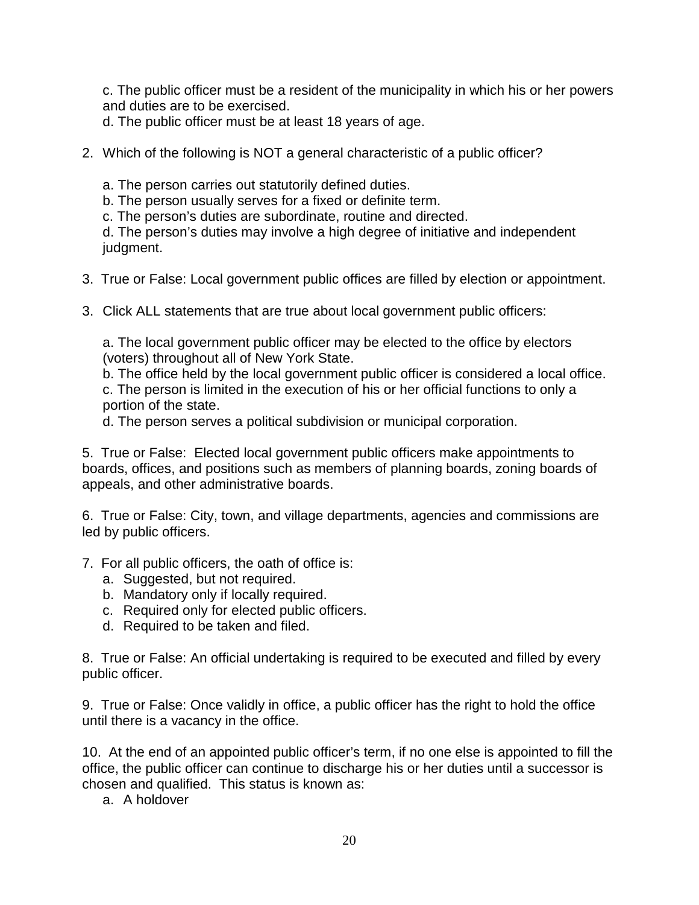c. The public officer must be a resident of the municipality in which his or her powers and duties are to be exercised.
d. The public officer must be at least 18 years of age.

2. Which of the following is NOT a general characteristic of a public officer?

   a. The person carries out statutorily defined duties.
   b. The person usually serves for a fixed or definite term.
   c. The person's duties are subordinate, routine and directed.
   d. The person's duties may involve a high degree of initiative and independent judgment.

3. True or False: Local government public offices are filled by election or appointment.

3. Click ALL statements that are true about local government public officers:

   a. The local government public officer may be elected to the office by electors (voters) throughout all of New York State.
   b. The office held by the local government public officer is considered a local office.
   c. The person is limited in the execution of his or her official functions to only a portion of the state.
   d. The person serves a political subdivision or municipal corporation.

5. True or False: Elected local government public officers make appointments to boards, offices, and positions such as members of planning boards, zoning boards of appeals, and other administrative boards.

6. True or False: City, town, and village departments, agencies and commissions are led by public officers.

7. For all public officers, the oath of office is:
   a. Suggested, but not required.
   b. Mandatory only if locally required.
   c. Required only for elected public officers.
   d. Required to be taken and filed.

8. True or False: An official undertaking is required to be executed and filled by every public officer.

9. True or False: Once validly in office, a public officer has the right to hold the office until there is a vacancy in the office.

10. At the end of an appointed public officer's term, if no one else is appointed to fill the office, the public officer can continue to discharge his or her duties until a successor is chosen and qualified. This status is known as:
   a. A holdover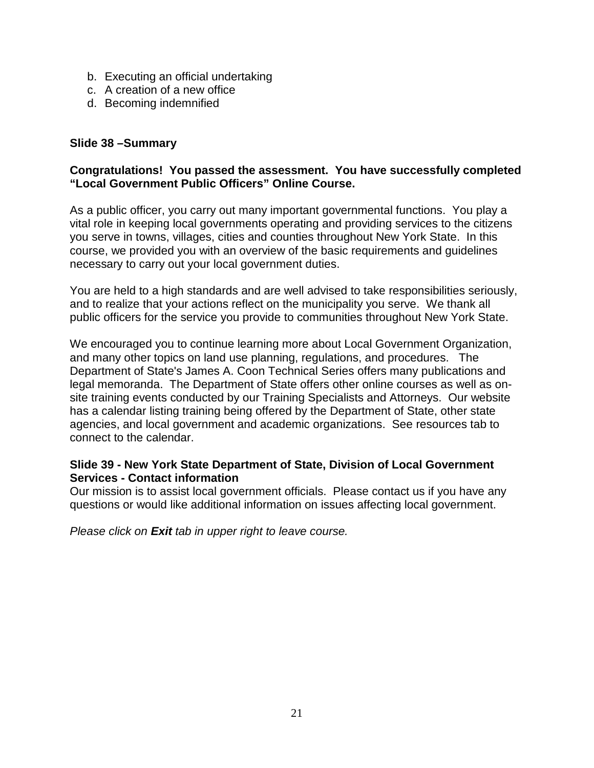b. Executing an official undertaking
c. A creation of a new office
d. Becoming indemnified

**Slide 38 –Summary**

**Congratulations! You passed the assessment. You have successfully completed "Local Government Public Officers" Online Course.**

As a public officer, you carry out many important governmental functions. You play a vital role in keeping local governments operating and providing services to the citizens you serve in towns, villages, cities and counties throughout New York State. In this course, we provided you with an overview of the basic requirements and guidelines necessary to carry out your local government duties.

You are held to a high standards and are well advised to take responsibilities seriously, and to realize that your actions reflect on the municipality you serve. We thank all public officers for the service you provide to communities throughout New York State.

We encouraged you to continue learning more about Local Government Organization, and many other topics on land use planning, regulations, and procedures. The Department of State's James A. Coon Technical Series offers many publications and legal memoranda. The Department of State offers other online courses as well as on-site training events conducted by our Training Specialists and Attorneys. Our website has a calendar listing training being offered by the Department of State, other state agencies, and local government and academic organizations. See resources tab to connect to the calendar.

**Slide 39 - New York State Department of State, Division of Local Government Services - Contact information**

Our mission is to assist local government officials. Please contact us if you have any questions or would like additional information on issues affecting local government.

*Please click on **Exit** tab in upper right to leave course.*